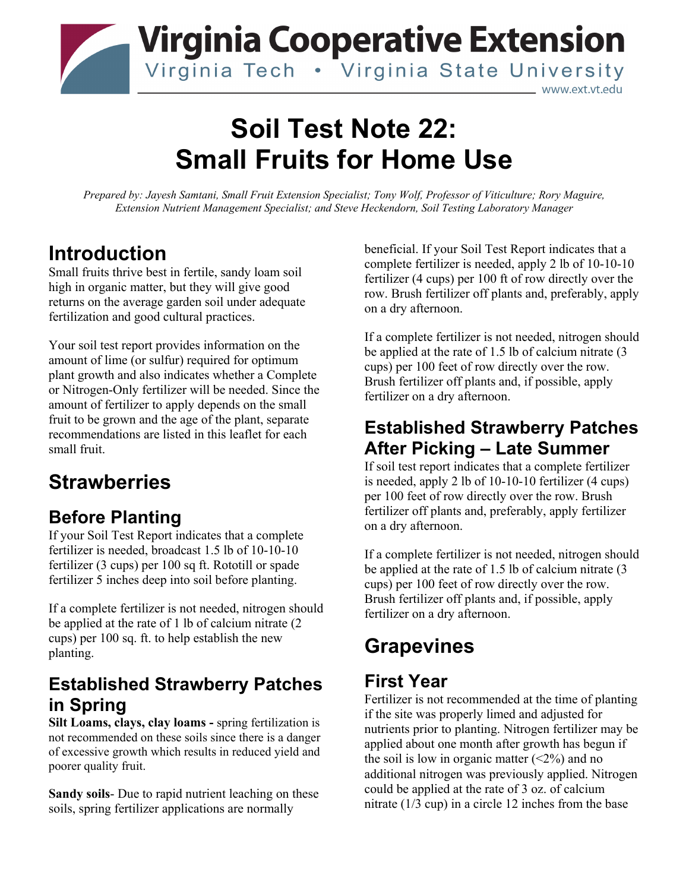# Soil Test Note 22: Small Fruits for Home Use

*Prepared by: Jayesh Samtani, Small Fruit Extension Specialist; Tony Wolf, Professor of Viticulture; Rory Maguire, Extension Nutrient Management Specialist; and Steve Heckendorn, Soil Testing Laboratory Manager*

## Introduction

Small fruits thrive best in fertile, sandy loam soil high in organic matter, but they will give good returns on the average garden soil under adequate fertilization and good cultural practices.

Your soil test report provides information on the amount of lime (or sulfur) required for optimum plant growth and also indicates whether a Complete or Nitrogen-Only fertilizer will be needed. Since the amount of fertilizer to apply depends on the small fruit to be grown and the age of the plant, separate recommendations are listed in this leaflet for each small fruit.

## Strawberries

### Before Planting

If your Soil Test Report indicates that a complete fertilizer is needed, broadcast 1.5 lb of 10-10-10 fertilizer (3 cups) per 100 sq ft. Rototill or spade fertilizer 5 inches deep into soil before planting.

If a complete fertilizer is not needed, nitrogen should be applied at the rate of 1 lb of calcium nitrate (2 cups) per 100 sq. ft. to help establish the new planting.

### Established Strawberry Patches in Spring

**Silt Loams, clays, clay loams -** spring fertilization is not recommended on these soils since there is a danger of excessive growth which results in reduced yield and poorer quality fruit.

**Sandy soils**- Due to rapid nutrient leaching on these soils, spring fertilizer applications are normally beneficial. If your Soil Test Report indicates that a complete fertilizer is needed, apply 2 lb of 10-10-10 fertilizer (4 cups) per 100 ft of row directly over the row. Brush fertilizer off plants and, preferably, apply on a dry afternoon.

If a complete fertilizer is not needed, nitrogen should be applied at the rate of 1.5 lb of calcium nitrate (3 cups) per 100 feet of row directly over the row. Brush fertilizer off plants and, if possible, apply fertilizer on a dry afternoon.

### Established Strawberry Patches After Picking – Late Summer

If soil test report indicates that a complete fertilizer is needed, apply 2 lb of 10-10-10 fertilizer (4 cups) per 100 feet of row directly over the row. Brush fertilizer off plants and, preferably, apply fertilizer on a dry afternoon.

If a complete fertilizer is not needed, nitrogen should be applied at the rate of 1.5 lb of calcium nitrate (3 cups) per 100 feet of row directly over the row. Brush fertilizer off plants and, if possible, apply fertilizer on a dry afternoon.

## Grapevines

### First Year

Fertilizer is not recommended at the time of planting if the site was properly limed and adjusted for nutrients prior to planting. Nitrogen fertilizer may be applied about one month after growth has begun if the soil is low in organic matter (<2%) and no additional nitrogen was previously applied. Nitrogen could be applied at the rate of 3 oz. of calcium nitrate (1/3 cup) in a circle 12 inches from the base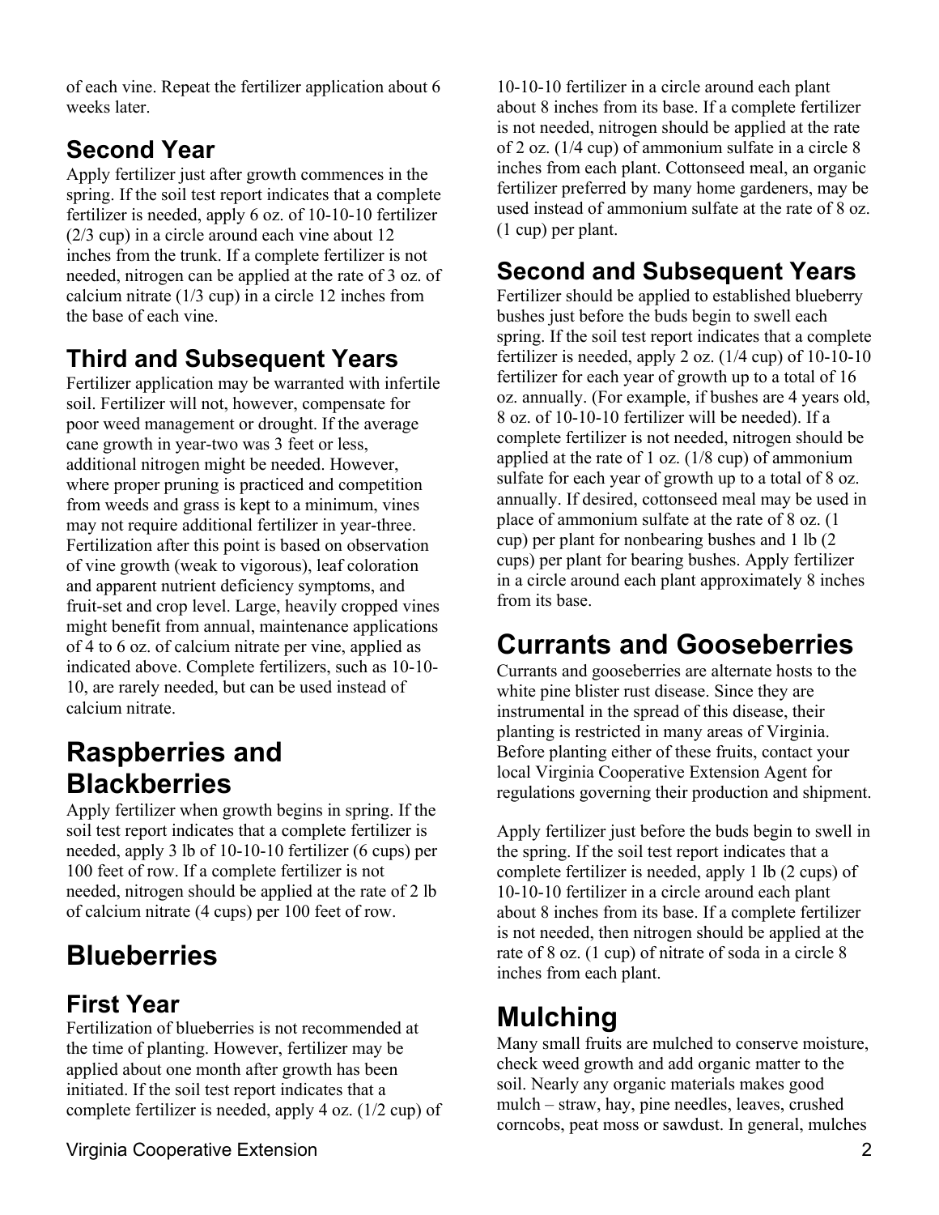of each vine. Repeat the fertilizer application about 6 weeks later.

### Second Year

Apply fertilizer just after growth commences in the spring. If the soil test report indicates that a complete fertilizer is needed, apply 6 oz. of 10-10-10 fertilizer (2/3 cup) in a circle around each vine about 12 inches from the trunk. If a complete fertilizer is not needed, nitrogen can be applied at the rate of 3 oz. of calcium nitrate (1/3 cup) in a circle 12 inches from the base of each vine.

### Third and Subsequent Years

Fertilizer application may be warranted with infertile soil. Fertilizer will not, however, compensate for poor weed management or drought. If the average cane growth in year-two was 3 feet or less, additional nitrogen might be needed. However, where proper pruning is practiced and competition from weeds and grass is kept to a minimum, vines may not require additional fertilizer in year-three. Fertilization after this point is based on observation of vine growth (weak to vigorous), leaf coloration and apparent nutrient deficiency symptoms, and fruit-set and crop level. Large, heavily cropped vines might benefit from annual, maintenance applications of 4 to 6 oz. of calcium nitrate per vine, applied as indicated above. Complete fertilizers, such as 10-10-10, are rarely needed, but can be used instead of calcium nitrate.

## Raspberries and Blackberries

Apply fertilizer when growth begins in spring. If the soil test report indicates that a complete fertilizer is needed, apply 3 lb of 10-10-10 fertilizer (6 cups) per 100 feet of row. If a complete fertilizer is not needed, nitrogen should be applied at the rate of 2 lb of calcium nitrate (4 cups) per 100 feet of row.

## Blueberries

### First Year

Fertilization of blueberries is not recommended at the time of planting. However, fertilizer may be applied about one month after growth has been initiated. If the soil test report indicates that a complete fertilizer is needed, apply 4 oz. (1/2 cup) of 10-10-10 fertilizer in a circle around each plant about 8 inches from its base. If a complete fertilizer is not needed, nitrogen should be applied at the rate of 2 oz. (1/4 cup) of ammonium sulfate in a circle 8 inches from each plant. Cottonseed meal, an organic fertilizer preferred by many home gardeners, may be used instead of ammonium sulfate at the rate of 8 oz. (1 cup) per plant.

### Second and Subsequent Years

Fertilizer should be applied to established blueberry bushes just before the buds begin to swell each spring. If the soil test report indicates that a complete fertilizer is needed, apply 2 oz. (1/4 cup) of 10-10-10 fertilizer for each year of growth up to a total of 16 oz. annually. (For example, if bushes are 4 years old, 8 oz. of 10-10-10 fertilizer will be needed). If a complete fertilizer is not needed, nitrogen should be applied at the rate of 1 oz. (1/8 cup) of ammonium sulfate for each year of growth up to a total of 8 oz. annually. If desired, cottonseed meal may be used in place of ammonium sulfate at the rate of 8 oz. (1 cup) per plant for nonbearing bushes and 1 lb (2 cups) per plant for bearing bushes. Apply fertilizer in a circle around each plant approximately 8 inches from its base.

## Currants and Gooseberries

Currants and gooseberries are alternate hosts to the white pine blister rust disease. Since they are instrumental in the spread of this disease, their planting is restricted in many areas of Virginia. Before planting either of these fruits, contact your local Virginia Cooperative Extension Agent for regulations governing their production and shipment.

Apply fertilizer just before the buds begin to swell in the spring. If the soil test report indicates that a complete fertilizer is needed, apply 1 lb (2 cups) of 10-10-10 fertilizer in a circle around each plant about 8 inches from its base. If a complete fertilizer is not needed, then nitrogen should be applied at the rate of 8 oz. (1 cup) of nitrate of soda in a circle 8 inches from each plant.

## Mulching

Many small fruits are mulched to conserve moisture, check weed growth and add organic matter to the soil. Nearly any organic materials makes good mulch – straw, hay, pine needles, leaves, crushed corncobs, peat moss or sawdust. In general, mulches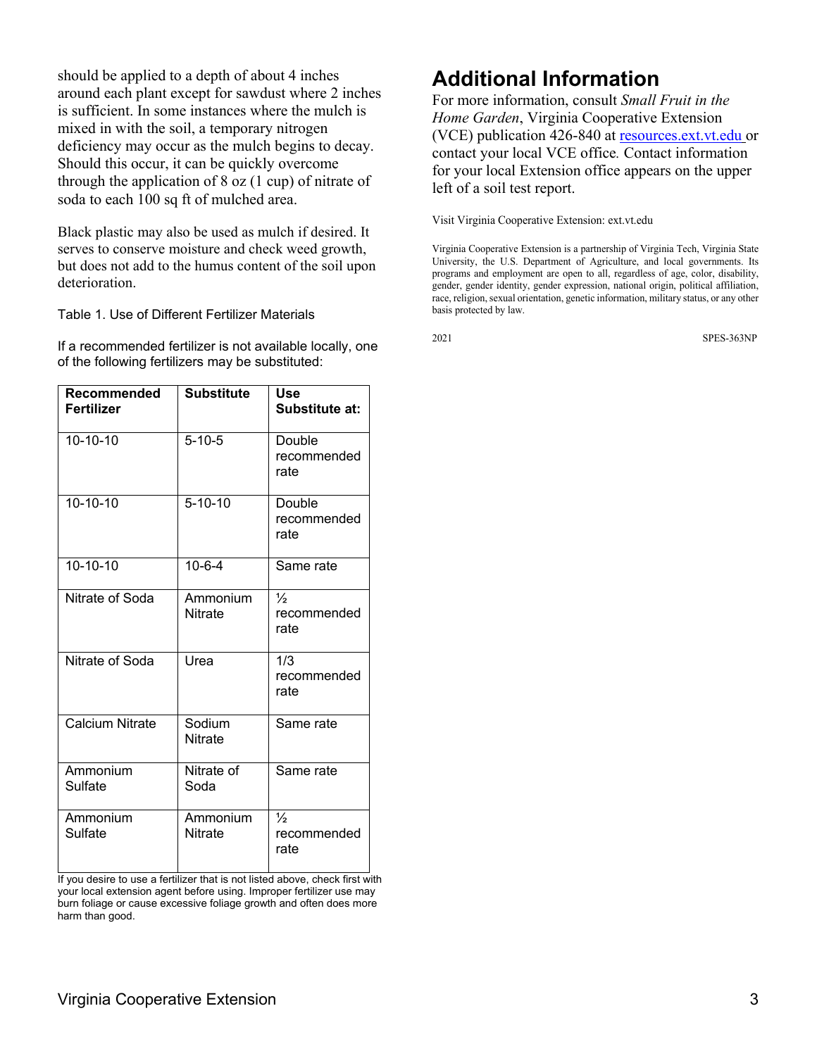should be applied to a depth of about 4 inches around each plant except for sawdust where 2 inches is sufficient. In some instances where the mulch is mixed in with the soil, a temporary nitrogen deficiency may occur as the mulch begins to decay. Should this occur, it can be quickly overcome through the application of 8 oz (1 cup) of nitrate of soda to each 100 sq ft of mulched area.

Black plastic may also be used as mulch if desired. It serves to conserve moisture and check weed growth, but does not add to the humus content of the soil upon deterioration.

Table 1. Use of Different Fertilizer Materials

If a recommended fertilizer is not available locally, one of the following fertilizers may be substituted:

| Recommended Fertilizer | Substitute | Use Substitute at: |
|---|---|---|
| 10-10-10 | 5-10-5 | Double recommended rate |
| 10-10-10 | 5-10-10 | Double recommended rate |
| 10-10-10 | 10-6-4 | Same rate |
| Nitrate of Soda | Ammonium Nitrate | ½ recommended rate |
| Nitrate of Soda | Urea | 1/3 recommended rate |
| Calcium Nitrate | Sodium Nitrate | Same rate |
| Ammonium Sulfate | Nitrate of Soda | Same rate |
| Ammonium Sulfate | Ammonium Nitrate | ½ recommended rate |

If you desire to use a fertilizer that is not listed above, check first with your local extension agent before using. Improper fertilizer use may burn foliage or cause excessive foliage growth and often does more harm than good.

## Additional Information

For more information, consult *Small Fruit in the Home Garden*, Virginia Cooperative Extension (VCE) publication 426-840 at resources.ext.vt.edu or contact your local VCE office. Contact information for your local Extension office appears on the upper left of a soil test report.

Visit Virginia Cooperative Extension: ext.vt.edu

Virginia Cooperative Extension is a partnership of Virginia Tech, Virginia State University, the U.S. Department of Agriculture, and local governments. Its programs and employment are open to all, regardless of age, color, disability, gender, gender identity, gender expression, national origin, political affiliation, race, religion, sexual orientation, genetic information, military status, or any other basis protected by law.

2021 SPES-363NP